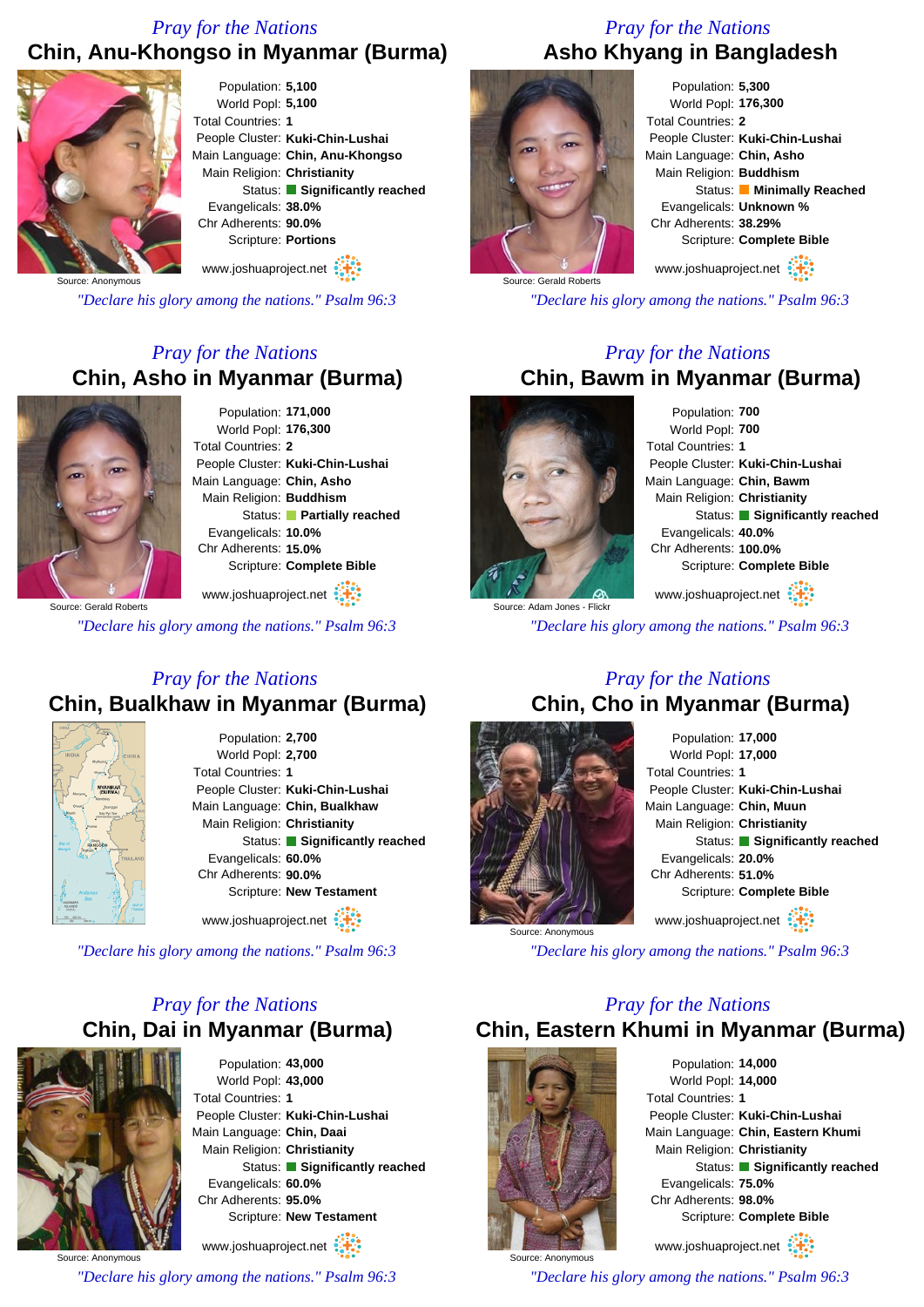## Pray for the Nations
# Chin, Anu-Khongso in Myanmar (Burma)

Source: Anonymous

Population: **5,100**
World Popl: **5,100**
Total Countries: **1**
People Cluster: **Kuki-Chin-Lushai**
Main Language: **Chin, Anu-Khongso**
Main Religion: **Christianity**
Status: **Significantly reached**
Evangelicals: **38.0%**
Chr Adherents: **90.0%**
Scripture: **Portions**

www.joshuaproject.net

*"Declare his glory among the nations." Psalm 96:3*

## Pray for the Nations
# Asho Khyang in Bangladesh

Source: Gerald Roberts

Population: **5,300**
World Popl: **176,300**
Total Countries: **2**
People Cluster: **Kuki-Chin-Lushai**
Main Language: **Chin, Asho**
Main Religion: **Buddhism**
Status: **Minimally Reached**
Evangelicals: **Unknown %**
Chr Adherents: **38.29%**
Scripture: **Complete Bible**

www.joshuaproject.net

*"Declare his glory among the nations." Psalm 96:3*

## Pray for the Nations
# Chin, Asho in Myanmar (Burma)

Source: Gerald Roberts

Population: **171,000**
World Popl: **176,300**
Total Countries: **2**
People Cluster: **Kuki-Chin-Lushai**
Main Language: **Chin, Asho**
Main Religion: **Buddhism**
Status: **Partially reached**
Evangelicals: **10.0%**
Chr Adherents: **15.0%**
Scripture: **Complete Bible**

www.joshuaproject.net

*"Declare his glory among the nations." Psalm 96:3*

## Pray for the Nations
# Chin, Bawm in Myanmar (Burma)

Source: Adam Jones - Flickr

Population: **700**
World Popl: **700**
Total Countries: **1**
People Cluster: **Kuki-Chin-Lushai**
Main Language: **Chin, Bawm**
Main Religion: **Christianity**
Status: **Significantly reached**
Evangelicals: **40.0%**
Chr Adherents: **100.0%**
Scripture: **Complete Bible**

www.joshuaproject.net

*"Declare his glory among the nations." Psalm 96:3*

## Pray for the Nations
# Chin, Bualkhaw in Myanmar (Burma)

Population: **2,700**
World Popl: **2,700**
Total Countries: **1**
People Cluster: **Kuki-Chin-Lushai**
Main Language: **Chin, Bualkhaw**
Main Religion: **Christianity**
Status: **Significantly reached**
Evangelicals: **60.0%**
Chr Adherents: **90.0%**
Scripture: **New Testament**

www.joshuaproject.net

*"Declare his glory among the nations." Psalm 96:3*

## Pray for the Nations
# Chin, Cho in Myanmar (Burma)

Source: Anonymous

Population: **17,000**
World Popl: **17,000**
Total Countries: **1**
People Cluster: **Kuki-Chin-Lushai**
Main Language: **Chin, Muun**
Main Religion: **Christianity**
Status: **Significantly reached**
Evangelicals: **20.0%**
Chr Adherents: **51.0%**
Scripture: **Complete Bible**

www.joshuaproject.net

*"Declare his glory among the nations." Psalm 96:3*

## Pray for the Nations
# Chin, Dai in Myanmar (Burma)

Source: Anonymous

Population: **43,000**
World Popl: **43,000**
Total Countries: **1**
People Cluster: **Kuki-Chin-Lushai**
Main Language: **Chin, Daai**
Main Religion: **Christianity**
Status: **Significantly reached**
Evangelicals: **60.0%**
Chr Adherents: **95.0%**
Scripture: **New Testament**

www.joshuaproject.net

*"Declare his glory among the nations." Psalm 96:3*

## Pray for the Nations
# Chin, Eastern Khumi in Myanmar (Burma)

Source: Anonymous

Population: **14,000**
World Popl: **14,000**
Total Countries: **1**
People Cluster: **Kuki-Chin-Lushai**
Main Language: **Chin, Eastern Khumi**
Main Religion: **Christianity**
Status: **Significantly reached**
Evangelicals: **75.0%**
Chr Adherents: **98.0%**
Scripture: **Complete Bible**

www.joshuaproject.net

*"Declare his glory among the nations." Psalm 96:3*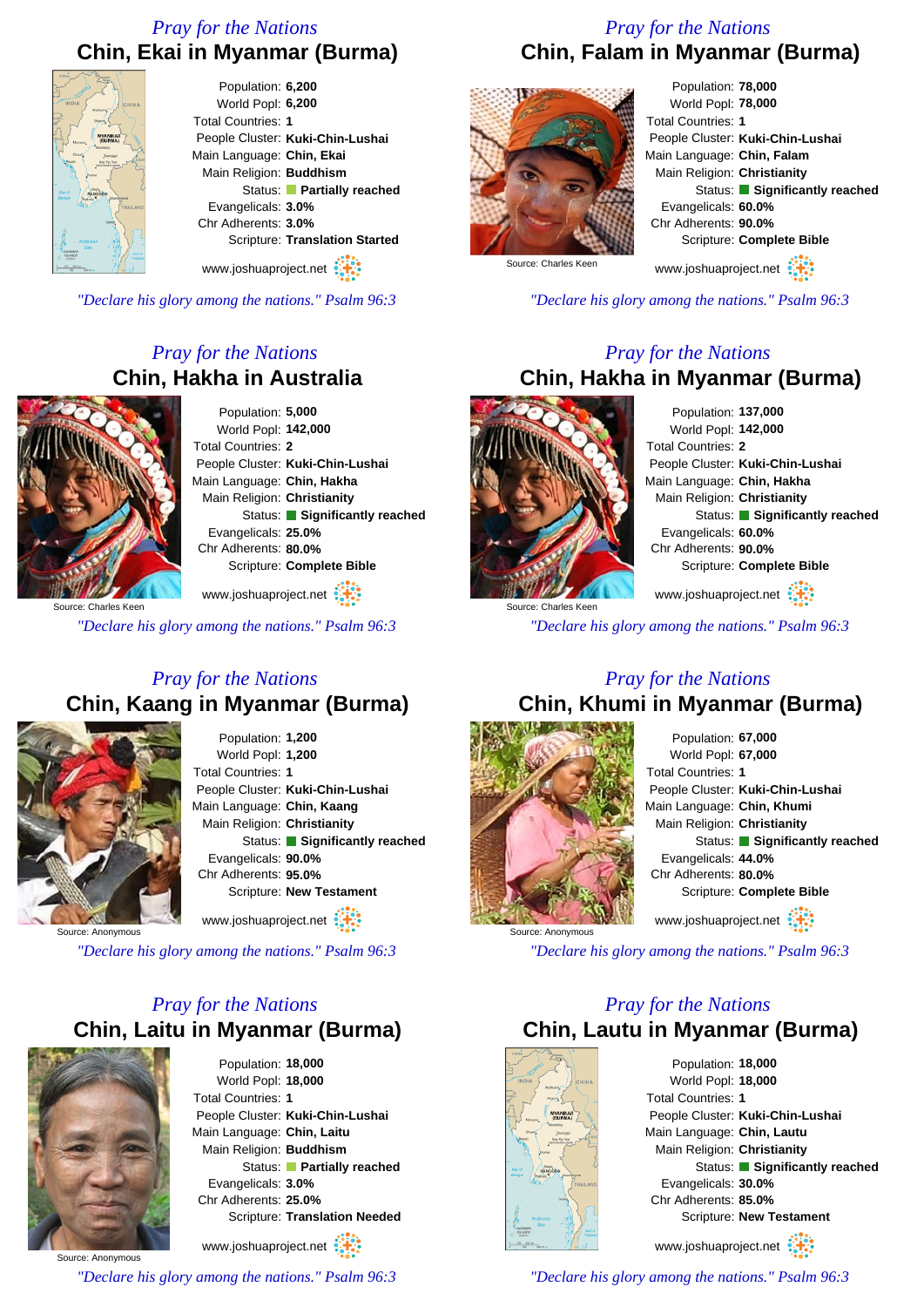*Pray for the Nations*

## Chin, Ekai in Myanmar (Burma)

Population: **6,200**
World Popl: **6,200**
Total Countries: **1**
People Cluster: **Kuki-Chin-Lushai**
Main Language: **Chin, Ekai**
Main Religion: **Buddhism**
Status: **Partially reached**
Evangelicals: **3.0%**
Chr Adherents: **3.0%**
Scripture: **Translation Started**

www.joshuaproject.net

*"Declare his glory among the nations." Psalm 96:3*

*Pray for the Nations*

## Chin, Falam in Myanmar (Burma)

Source: Charles Keen

Population: **78,000**
World Popl: **78,000**
Total Countries: **1**
People Cluster: **Kuki-Chin-Lushai**
Main Language: **Chin, Falam**
Main Religion: **Christianity**
Status: **Significantly reached**
Evangelicals: **60.0%**
Chr Adherents: **90.0%**
Scripture: **Complete Bible**

www.joshuaproject.net

*"Declare his glory among the nations." Psalm 96:3*

*Pray for the Nations*

## Chin, Hakha in Australia

Source: Charles Keen

Population: **5,000**
World Popl: **142,000**
Total Countries: **2**
People Cluster: **Kuki-Chin-Lushai**
Main Language: **Chin, Hakha**
Main Religion: **Christianity**
Status: **Significantly reached**
Evangelicals: **25.0%**
Chr Adherents: **80.0%**
Scripture: **Complete Bible**

www.joshuaproject.net

*"Declare his glory among the nations." Psalm 96:3*

*Pray for the Nations*

## Chin, Hakha in Myanmar (Burma)

Source: Charles Keen

Population: **137,000**
World Popl: **142,000**
Total Countries: **2**
People Cluster: **Kuki-Chin-Lushai**
Main Language: **Chin, Hakha**
Main Religion: **Christianity**
Status: **Significantly reached**
Evangelicals: **60.0%**
Chr Adherents: **90.0%**
Scripture: **Complete Bible**

www.joshuaproject.net

*"Declare his glory among the nations." Psalm 96:3*

*Pray for the Nations*

## Chin, Kaang in Myanmar (Burma)

Source: Anonymous

Population: **1,200**
World Popl: **1,200**
Total Countries: **1**
People Cluster: **Kuki-Chin-Lushai**
Main Language: **Chin, Kaang**
Main Religion: **Christianity**
Status: **Significantly reached**
Evangelicals: **90.0%**
Chr Adherents: **95.0%**
Scripture: **New Testament**

www.joshuaproject.net

*"Declare his glory among the nations." Psalm 96:3*

*Pray for the Nations*

## Chin, Khumi in Myanmar (Burma)

Source: Anonymous

Population: **67,000**
World Popl: **67,000**
Total Countries: **1**
People Cluster: **Kuki-Chin-Lushai**
Main Language: **Chin, Khumi**
Main Religion: **Christianity**
Status: **Significantly reached**
Evangelicals: **44.0%**
Chr Adherents: **80.0%**
Scripture: **Complete Bible**

www.joshuaproject.net

*"Declare his glory among the nations." Psalm 96:3*

*Pray for the Nations*

## Chin, Laitu in Myanmar (Burma)

Source: Anonymous

Population: **18,000**
World Popl: **18,000**
Total Countries: **1**
People Cluster: **Kuki-Chin-Lushai**
Main Language: **Chin, Laitu**
Main Religion: **Buddhism**
Status: **Partially reached**
Evangelicals: **3.0%**
Chr Adherents: **25.0%**
Scripture: **Translation Needed**

www.joshuaproject.net

*"Declare his glory among the nations." Psalm 96:3*

*Pray for the Nations*

## Chin, Lautu in Myanmar (Burma)

Population: **18,000**
World Popl: **18,000**
Total Countries: **1**
People Cluster: **Kuki-Chin-Lushai**
Main Language: **Chin, Lautu**
Main Religion: **Christianity**
Status: **Significantly reached**
Evangelicals: **30.0%**
Chr Adherents: **85.0%**
Scripture: **New Testament**

www.joshuaproject.net

*"Declare his glory among the nations." Psalm 96:3*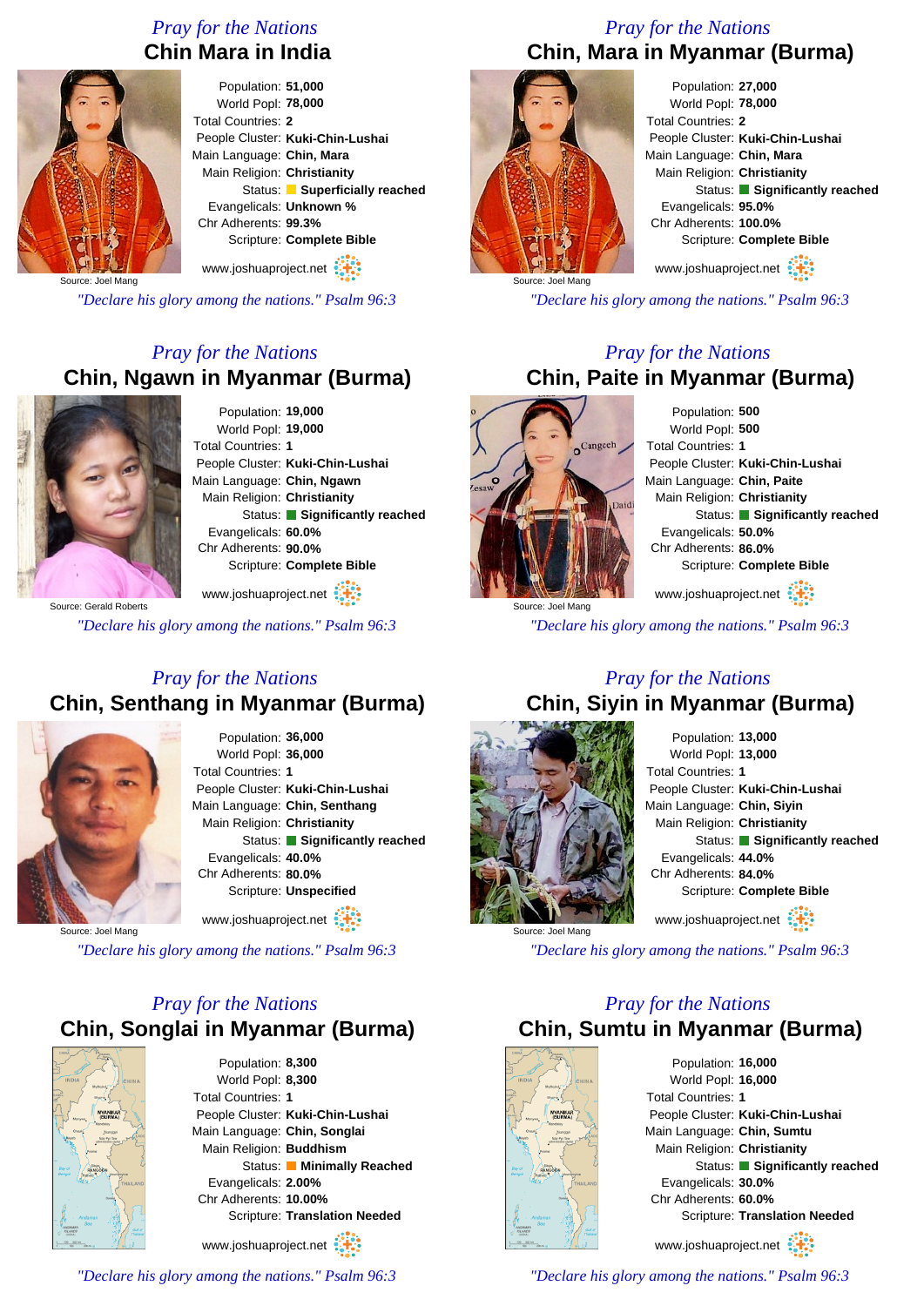*Pray for the Nations*

## Chin Mara in India

Population: **51,000**
World Popl: **78,000**
Total Countries: **2**
People Cluster: **Kuki-Chin-Lushai**
Main Language: **Chin, Mara**
Main Religion: **Christianity**
Status: **Superficially reached**
Evangelicals: **Unknown %**
Chr Adherents: **99.3%**
Scripture: **Complete Bible**

Source: Joel Mang

www.joshuaproject.net

*"Declare his glory among the nations." Psalm 96:3*

*Pray for the Nations*

## Chin, Mara in Myanmar (Burma)

Population: **27,000**
World Popl: **78,000**
Total Countries: **2**
People Cluster: **Kuki-Chin-Lushai**
Main Language: **Chin, Mara**
Main Religion: **Christianity**
Status: **Significantly reached**
Evangelicals: **95.0%**
Chr Adherents: **100.0%**
Scripture: **Complete Bible**

Source: Joel Mang

www.joshuaproject.net

*"Declare his glory among the nations." Psalm 96:3*

*Pray for the Nations*

## Chin, Ngawn in Myanmar (Burma)

Population: **19,000**
World Popl: **19,000**
Total Countries: **1**
People Cluster: **Kuki-Chin-Lushai**
Main Language: **Chin, Ngawn**
Main Religion: **Christianity**
Status: **Significantly reached**
Evangelicals: **60.0%**
Chr Adherents: **90.0%**
Scripture: **Complete Bible**

Source: Gerald Roberts

www.joshuaproject.net

*"Declare his glory among the nations." Psalm 96:3*

*Pray for the Nations*

## Chin, Paite in Myanmar (Burma)

Population: **500**
World Popl: **500**
Total Countries: **1**
People Cluster: **Kuki-Chin-Lushai**
Main Language: **Chin, Paite**
Main Religion: **Christianity**
Status: **Significantly reached**
Evangelicals: **50.0%**
Chr Adherents: **86.0%**
Scripture: **Complete Bible**

Source: Joel Mang

www.joshuaproject.net

*"Declare his glory among the nations." Psalm 96:3*

*Pray for the Nations*

## Chin, Senthang in Myanmar (Burma)

Population: **36,000**
World Popl: **36,000**
Total Countries: **1**
People Cluster: **Kuki-Chin-Lushai**
Main Language: **Chin, Senthang**
Main Religion: **Christianity**
Status: **Significantly reached**
Evangelicals: **40.0%**
Chr Adherents: **80.0%**
Scripture: **Unspecified**

Source: Joel Mang

www.joshuaproject.net

*"Declare his glory among the nations." Psalm 96:3*

*Pray for the Nations*

## Chin, Siyin in Myanmar (Burma)

Population: **13,000**
World Popl: **13,000**
Total Countries: **1**
People Cluster: **Kuki-Chin-Lushai**
Main Language: **Chin, Siyin**
Main Religion: **Christianity**
Status: **Significantly reached**
Evangelicals: **44.0%**
Chr Adherents: **84.0%**
Scripture: **Complete Bible**

Source: Joel Mang

www.joshuaproject.net

*"Declare his glory among the nations." Psalm 96:3*

*Pray for the Nations*

## Chin, Songlai in Myanmar (Burma)

Population: **8,300**
World Popl: **8,300**
Total Countries: **1**
People Cluster: **Kuki-Chin-Lushai**
Main Language: **Chin, Songlai**
Main Religion: **Buddhism**
Status: **Minimally Reached**
Evangelicals: **2.00%**
Chr Adherents: **10.00%**
Scripture: **Translation Needed**

www.joshuaproject.net

*"Declare his glory among the nations." Psalm 96:3*

*Pray for the Nations*

## Chin, Sumtu in Myanmar (Burma)

Population: **16,000**
World Popl: **16,000**
Total Countries: **1**
People Cluster: **Kuki-Chin-Lushai**
Main Language: **Chin, Sumtu**
Main Religion: **Christianity**
Status: **Significantly reached**
Evangelicals: **30.0%**
Chr Adherents: **60.0%**
Scripture: **Translation Needed**

www.joshuaproject.net

*"Declare his glory among the nations." Psalm 96:3*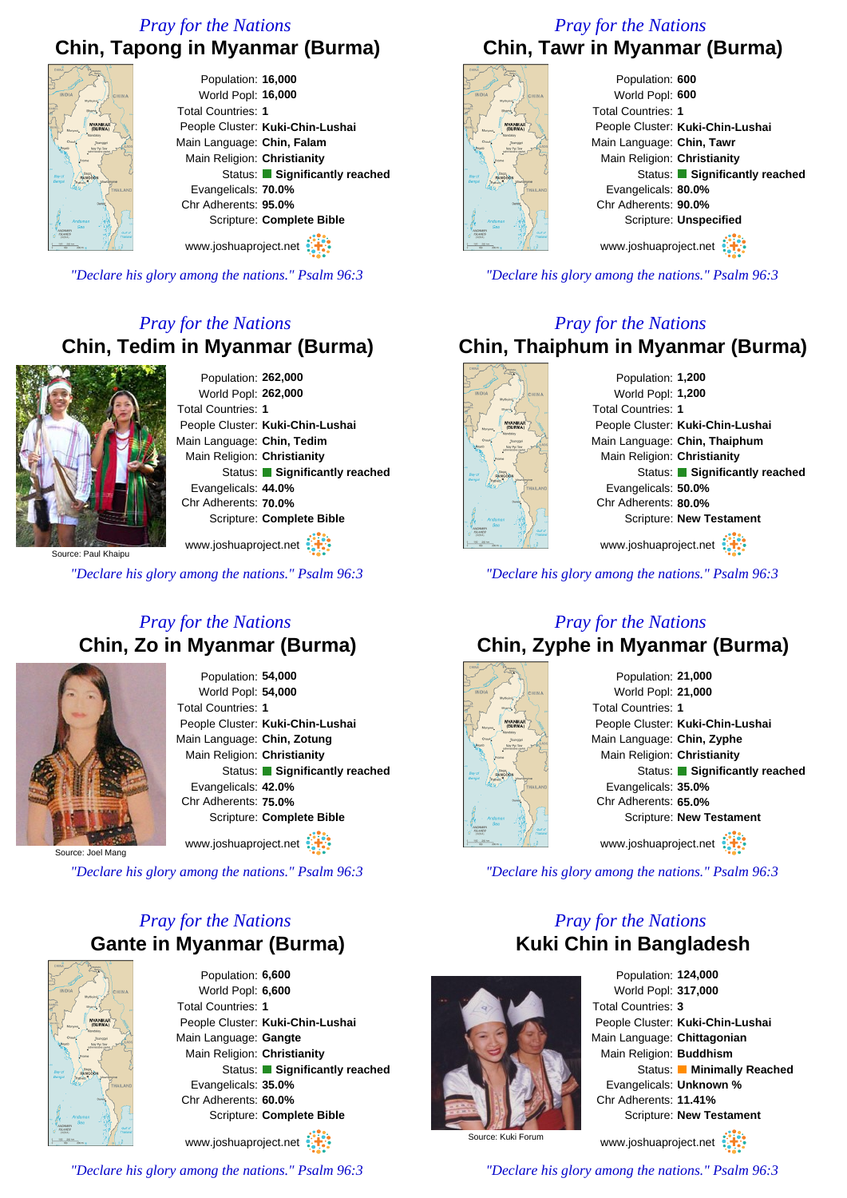*Pray for the Nations*

## Chin, Tapong in Myanmar (Burma)

Population: **16,000**
World Popl: **16,000**
Total Countries: **1**
People Cluster: **Kuki-Chin-Lushai**
Main Language: **Chin, Falam**
Main Religion: **Christianity**
Status: **Significantly reached**
Evangelicals: **70.0%**
Chr Adherents: **95.0%**
Scripture: **Complete Bible**

www.joshuaproject.net

*"Declare his glory among the nations." Psalm 96:3*

*Pray for the Nations*

## Chin, Tawr in Myanmar (Burma)

Population: **600**
World Popl: **600**
Total Countries: **1**
People Cluster: **Kuki-Chin-Lushai**
Main Language: **Chin, Tawr**
Main Religion: **Christianity**
Status: **Significantly reached**
Evangelicals: **80.0%**
Chr Adherents: **90.0%**
Scripture: **Unspecified**

www.joshuaproject.net

*"Declare his glory among the nations." Psalm 96:3*

*Pray for the Nations*

## Chin, Tedim in Myanmar (Burma)

Source: Paul Khaipu

Population: **262,000**
World Popl: **262,000**
Total Countries: **1**
People Cluster: **Kuki-Chin-Lushai**
Main Language: **Chin, Tedim**
Main Religion: **Christianity**
Status: **Significantly reached**
Evangelicals: **44.0%**
Chr Adherents: **70.0%**
Scripture: **Complete Bible**

www.joshuaproject.net

*"Declare his glory among the nations." Psalm 96:3*

*Pray for the Nations*

## Chin, Thaiphum in Myanmar (Burma)

Population: **1,200**
World Popl: **1,200**
Total Countries: **1**
People Cluster: **Kuki-Chin-Lushai**
Main Language: **Chin, Thaiphum**
Main Religion: **Christianity**
Status: **Significantly reached**
Evangelicals: **50.0%**
Chr Adherents: **80.0%**
Scripture: **New Testament**

www.joshuaproject.net

*"Declare his glory among the nations." Psalm 96:3*

*Pray for the Nations*

## Chin, Zo in Myanmar (Burma)

Source: Joel Mang

Population: **54,000**
World Popl: **54,000**
Total Countries: **1**
People Cluster: **Kuki-Chin-Lushai**
Main Language: **Chin, Zotung**
Main Religion: **Christianity**
Status: **Significantly reached**
Evangelicals: **42.0%**
Chr Adherents: **75.0%**
Scripture: **Complete Bible**

www.joshuaproject.net

*"Declare his glory among the nations." Psalm 96:3*

*Pray for the Nations*

## Chin, Zyphe in Myanmar (Burma)

Population: **21,000**
World Popl: **21,000**
Total Countries: **1**
People Cluster: **Kuki-Chin-Lushai**
Main Language: **Chin, Zyphe**
Main Religion: **Christianity**
Status: **Significantly reached**
Evangelicals: **35.0%**
Chr Adherents: **65.0%**
Scripture: **New Testament**

www.joshuaproject.net

*"Declare his glory among the nations." Psalm 96:3*

*Pray for the Nations*

## Gante in Myanmar (Burma)

Population: **6,600**
World Popl: **6,600**
Total Countries: **1**
People Cluster: **Kuki-Chin-Lushai**
Main Language: **Gangte**
Main Religion: **Christianity**
Status: **Significantly reached**
Evangelicals: **35.0%**
Chr Adherents: **60.0%**
Scripture: **Complete Bible**

www.joshuaproject.net

*"Declare his glory among the nations." Psalm 96:3*

*Pray for the Nations*

## Kuki Chin in Bangladesh

Source: Kuki Forum

Population: **124,000**
World Popl: **317,000**
Total Countries: **3**
People Cluster: **Kuki-Chin-Lushai**
Main Language: **Chittagonian**
Main Religion: **Buddhism**
Status: **Minimally Reached**
Evangelicals: **Unknown %**
Chr Adherents: **11.41%**
Scripture: **New Testament**

www.joshuaproject.net

*"Declare his glory among the nations." Psalm 96:3*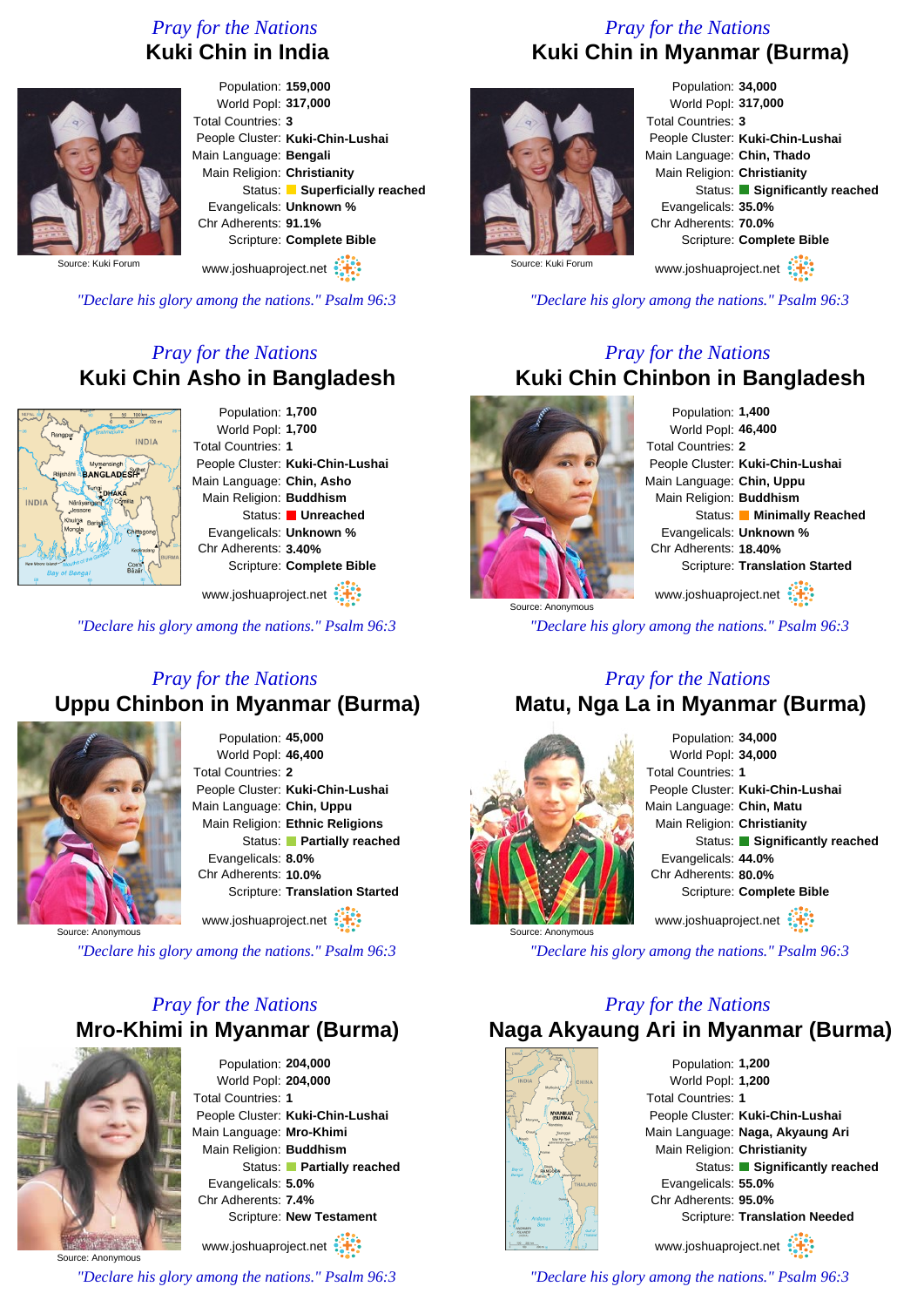## Pray for the Nations

# Kuki Chin in India

Source: Kuki Forum

Population: **159,000**
World Popl: **317,000**
Total Countries: **3**
People Cluster: **Kuki-Chin-Lushai**
Main Language: **Bengali**
Main Religion: **Christianity**
Status: **Superficially reached**
Evangelicals: **Unknown %**
Chr Adherents: **91.1%**
Scripture: **Complete Bible**

www.joshuaproject.net

*"Declare his glory among the nations." Psalm 96:3*

## Pray for the Nations

# Kuki Chin in Myanmar (Burma)

Source: Kuki Forum

Population: **34,000**
World Popl: **317,000**
Total Countries: **3**
People Cluster: **Kuki-Chin-Lushai**
Main Language: **Chin, Thado**
Main Religion: **Christianity**
Status: **Significantly reached**
Evangelicals: **35.0%**
Chr Adherents: **70.0%**
Scripture: **Complete Bible**

www.joshuaproject.net

*"Declare his glory among the nations." Psalm 96:3*

## Pray for the Nations

# Kuki Chin Asho in Bangladesh

Population: **1,700**
World Popl: **1,700**
Total Countries: **1**
People Cluster: **Kuki-Chin-Lushai**
Main Language: **Chin, Asho**
Main Religion: **Buddhism**
Status: **Unreached**
Evangelicals: **Unknown %**
Chr Adherents: **3.40%**
Scripture: **Complete Bible**

www.joshuaproject.net

*"Declare his glory among the nations." Psalm 96:3*

## Pray for the Nations

# Kuki Chin Chinbon in Bangladesh

Source: Anonymous

Population: **1,400**
World Popl: **46,400**
Total Countries: **2**
People Cluster: **Kuki-Chin-Lushai**
Main Language: **Chin, Uppu**
Main Religion: **Buddhism**
Status: **Minimally Reached**
Evangelicals: **Unknown %**
Chr Adherents: **18.40%**
Scripture: **Translation Started**

www.joshuaproject.net

*"Declare his glory among the nations." Psalm 96:3*

## Pray for the Nations

# Uppu Chinbon in Myanmar (Burma)

Source: Anonymous

Population: **45,000**
World Popl: **46,400**
Total Countries: **2**
People Cluster: **Kuki-Chin-Lushai**
Main Language: **Chin, Uppu**
Main Religion: **Ethnic Religions**
Status: **Partially reached**
Evangelicals: **8.0%**
Chr Adherents: **10.0%**
Scripture: **Translation Started**

www.joshuaproject.net

*"Declare his glory among the nations." Psalm 96:3*

## Pray for the Nations

# Matu, Nga La in Myanmar (Burma)

Source: Anonymous

Population: **34,000**
World Popl: **34,000**
Total Countries: **1**
People Cluster: **Kuki-Chin-Lushai**
Main Language: **Chin, Matu**
Main Religion: **Christianity**
Status: **Significantly reached**
Evangelicals: **44.0%**
Chr Adherents: **80.0%**
Scripture: **Complete Bible**

www.joshuaproject.net

*"Declare his glory among the nations." Psalm 96:3*

## Pray for the Nations

# Mro-Khimi in Myanmar (Burma)

Source: Anonymous

Population: **204,000**
World Popl: **204,000**
Total Countries: **1**
People Cluster: **Kuki-Chin-Lushai**
Main Language: **Mro-Khimi**
Main Religion: **Buddhism**
Status: **Partially reached**
Evangelicals: **5.0%**
Chr Adherents: **7.4%**
Scripture: **New Testament**

www.joshuaproject.net

*"Declare his glory among the nations." Psalm 96:3*

## Pray for the Nations

# Naga Akyaung Ari in Myanmar (Burma)

Population: **1,200**
World Popl: **1,200**
Total Countries: **1**
People Cluster: **Kuki-Chin-Lushai**
Main Language: **Naga, Akyaung Ari**
Main Religion: **Christianity**
Status: **Significantly reached**
Evangelicals: **55.0%**
Chr Adherents: **95.0%**
Scripture: **Translation Needed**

www.joshuaproject.net

*"Declare his glory among the nations." Psalm 96:3*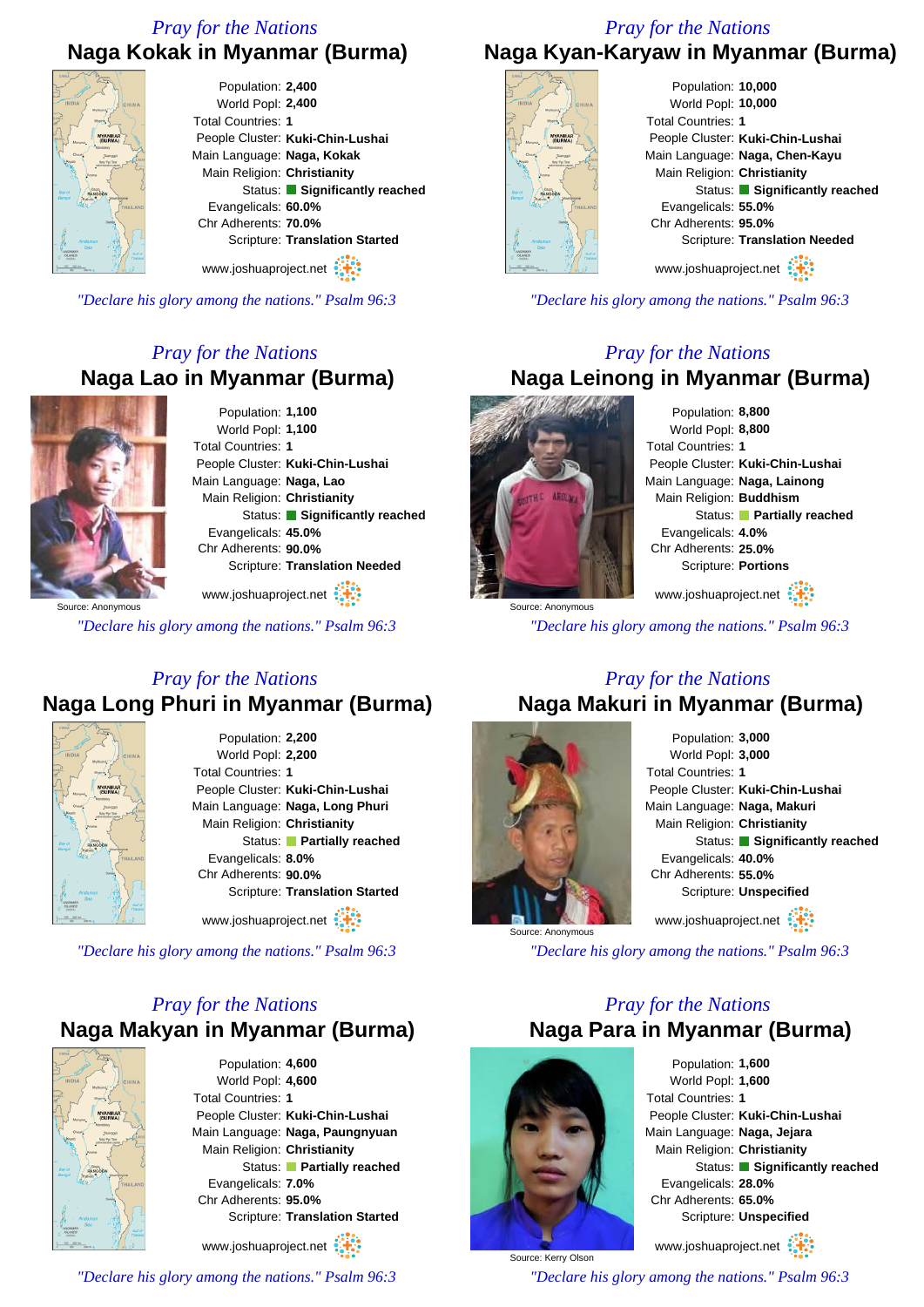*Pray for the Nations*

## Naga Kokak in Myanmar (Burma)

Population: **2,400**
World Popl: **2,400**
Total Countries: **1**
People Cluster: **Kuki-Chin-Lushai**
Main Language: **Naga, Kokak**
Main Religion: **Christianity**
Status: **Significantly reached**
Evangelicals: **60.0%**
Chr Adherents: **70.0%**
Scripture: **Translation Started**

www.joshuaproject.net

*"Declare his glory among the nations." Psalm 96:3*

*Pray for the Nations*

## Naga Kyan-Karyaw in Myanmar (Burma)

Population: **10,000**
World Popl: **10,000**
Total Countries: **1**
People Cluster: **Kuki-Chin-Lushai**
Main Language: **Naga, Chen-Kayu**
Main Religion: **Christianity**
Status: **Significantly reached**
Evangelicals: **55.0%**
Chr Adherents: **95.0%**
Scripture: **Translation Needed**

www.joshuaproject.net

*"Declare his glory among the nations." Psalm 96:3*

*Pray for the Nations*

## Naga Lao in Myanmar (Burma)

Source: Anonymous

Population: **1,100**
World Popl: **1,100**
Total Countries: **1**
People Cluster: **Kuki-Chin-Lushai**
Main Language: **Naga, Lao**
Main Religion: **Christianity**
Status: **Significantly reached**
Evangelicals: **45.0%**
Chr Adherents: **90.0%**
Scripture: **Translation Needed**

www.joshuaproject.net

*"Declare his glory among the nations." Psalm 96:3*

*Pray for the Nations*

## Naga Leinong in Myanmar (Burma)

Source: Anonymous

Population: **8,800**
World Popl: **8,800**
Total Countries: **1**
People Cluster: **Kuki-Chin-Lushai**
Main Language: **Naga, Lainong**
Main Religion: **Buddhism**
Status: **Partially reached**
Evangelicals: **4.0%**
Chr Adherents: **25.0%**
Scripture: **Portions**

www.joshuaproject.net

*"Declare his glory among the nations." Psalm 96:3*

*Pray for the Nations*

## Naga Long Phuri in Myanmar (Burma)

Population: **2,200**
World Popl: **2,200**
Total Countries: **1**
People Cluster: **Kuki-Chin-Lushai**
Main Language: **Naga, Long Phuri**
Main Religion: **Christianity**
Status: **Partially reached**
Evangelicals: **8.0%**
Chr Adherents: **90.0%**
Scripture: **Translation Started**

www.joshuaproject.net

*"Declare his glory among the nations." Psalm 96:3*

*Pray for the Nations*

## Naga Makuri in Myanmar (Burma)

Source: Anonymous

Population: **3,000**
World Popl: **3,000**
Total Countries: **1**
People Cluster: **Kuki-Chin-Lushai**
Main Language: **Naga, Makuri**
Main Religion: **Christianity**
Status: **Significantly reached**
Evangelicals: **40.0%**
Chr Adherents: **55.0%**
Scripture: **Unspecified**

www.joshuaproject.net

*"Declare his glory among the nations." Psalm 96:3*

*Pray for the Nations*

## Naga Makyan in Myanmar (Burma)

Population: **4,600**
World Popl: **4,600**
Total Countries: **1**
People Cluster: **Kuki-Chin-Lushai**
Main Language: **Naga, Paungnyuan**
Main Religion: **Christianity**
Status: **Partially reached**
Evangelicals: **7.0%**
Chr Adherents: **95.0%**
Scripture: **Translation Started**

www.joshuaproject.net

*"Declare his glory among the nations." Psalm 96:3*

*Pray for the Nations*

## Naga Para in Myanmar (Burma)

Source: Kerry Olson

Population: **1,600**
World Popl: **1,600**
Total Countries: **1**
People Cluster: **Kuki-Chin-Lushai**
Main Language: **Naga, Jejara**
Main Religion: **Christianity**
Status: **Significantly reached**
Evangelicals: **28.0%**
Chr Adherents: **65.0%**
Scripture: **Unspecified**

www.joshuaproject.net

*"Declare his glory among the nations." Psalm 96:3*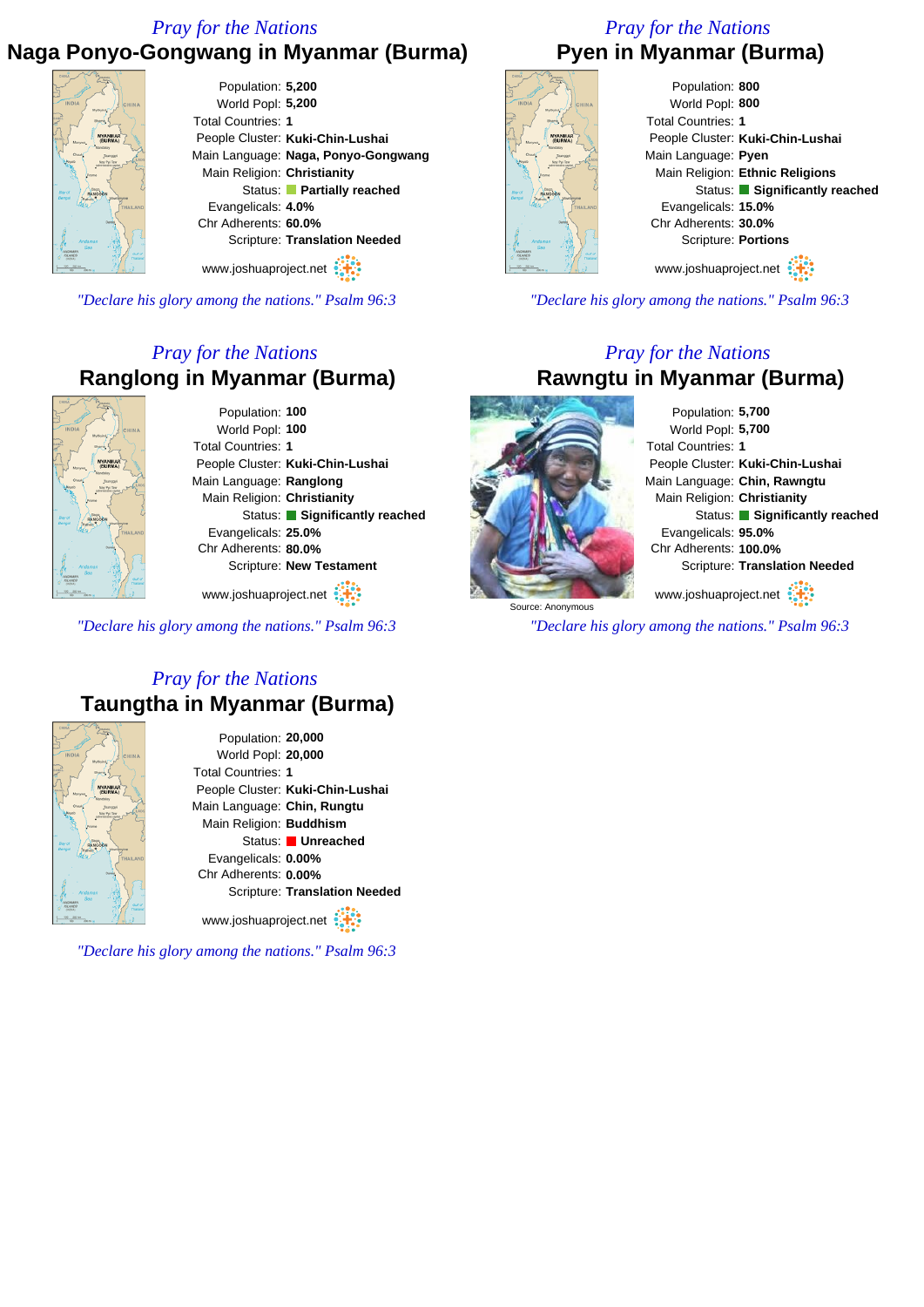*Pray for the Nations*

## Naga Ponyo-Gongwang in Myanmar (Burma)

Population: **5,200**
World Popl: **5,200**
Total Countries: **1**
People Cluster: **Kuki-Chin-Lushai**
Main Language: **Naga, Ponyo-Gongwang**
Main Religion: **Christianity**
Status: **Partially reached**
Evangelicals: **4.0%**
Chr Adherents: **60.0%**
Scripture: **Translation Needed**

www.joshuaproject.net

*"Declare his glory among the nations." Psalm 96:3*

*Pray for the Nations*

## Pyen in Myanmar (Burma)

Population: **800**
World Popl: **800**
Total Countries: **1**
People Cluster: **Kuki-Chin-Lushai**
Main Language: **Pyen**
Main Religion: **Ethnic Religions**
Status: **Significantly reached**
Evangelicals: **15.0%**
Chr Adherents: **30.0%**
Scripture: **Portions**

www.joshuaproject.net

*"Declare his glory among the nations." Psalm 96:3*

*Pray for the Nations*

## Ranglong in Myanmar (Burma)

Population: **100**
World Popl: **100**
Total Countries: **1**
People Cluster: **Kuki-Chin-Lushai**
Main Language: **Ranglong**
Main Religion: **Christianity**
Status: **Significantly reached**
Evangelicals: **25.0%**
Chr Adherents: **80.0%**
Scripture: **New Testament**

www.joshuaproject.net

*"Declare his glory among the nations." Psalm 96:3*

*Pray for the Nations*

## Rawngtu in Myanmar (Burma)

Source: Anonymous

Population: **5,700**
World Popl: **5,700**
Total Countries: **1**
People Cluster: **Kuki-Chin-Lushai**
Main Language: **Chin, Rawngtu**
Main Religion: **Christianity**
Status: **Significantly reached**
Evangelicals: **95.0%**
Chr Adherents: **100.0%**
Scripture: **Translation Needed**

www.joshuaproject.net

*"Declare his glory among the nations." Psalm 96:3*

*Pray for the Nations*

## Taungtha in Myanmar (Burma)

Population: **20,000**
World Popl: **20,000**
Total Countries: **1**
People Cluster: **Kuki-Chin-Lushai**
Main Language: **Chin, Rungtu**
Main Religion: **Buddhism**
Status: **Unreached**
Evangelicals: **0.00%**
Chr Adherents: **0.00%**
Scripture: **Translation Needed**

www.joshuaproject.net

*"Declare his glory among the nations." Psalm 96:3*